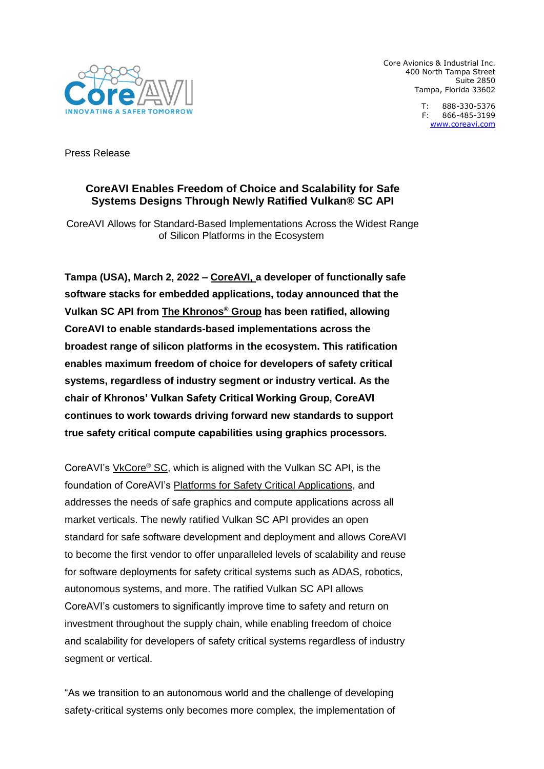Core Avionics & Industrial Inc.
400 North Tampa Street
Suite 2850
Tampa, Florida 33602

T: 888-330-5376
F: 866-485-3199
www.coreavi.com

Press Release

## CoreAVI Enables Freedom of Choice and Scalability for Safe Systems Designs Through Newly Ratified Vulkan® SC API

CoreAVI Allows for Standard-Based Implementations Across the Widest Range of Silicon Platforms in the Ecosystem

**Tampa (USA), March 2, 2022 – CoreAVI, a developer of functionally safe software stacks for embedded applications, today announced that the Vulkan SC API from The Khronos® Group has been ratified, allowing CoreAVI to enable standards-based implementations across the broadest range of silicon platforms in the ecosystem. This ratification enables maximum freedom of choice for developers of safety critical systems, regardless of industry segment or industry vertical. As the chair of Khronos' Vulkan Safety Critical Working Group, CoreAVI continues to work towards driving forward new standards to support true safety critical compute capabilities using graphics processors.**

CoreAVI's VkCore® SC, which is aligned with the Vulkan SC API, is the foundation of CoreAVI's Platforms for Safety Critical Applications, and addresses the needs of safe graphics and compute applications across all market verticals. The newly ratified Vulkan SC API provides an open standard for safe software development and deployment and allows CoreAVI to become the first vendor to offer unparalleled levels of scalability and reuse for software deployments for safety critical systems such as ADAS, robotics, autonomous systems, and more. The ratified Vulkan SC API allows CoreAVI's customers to significantly improve time to safety and return on investment throughout the supply chain, while enabling freedom of choice and scalability for developers of safety critical systems regardless of industry segment or vertical.

"As we transition to an autonomous world and the challenge of developing safety-critical systems only becomes more complex, the implementation of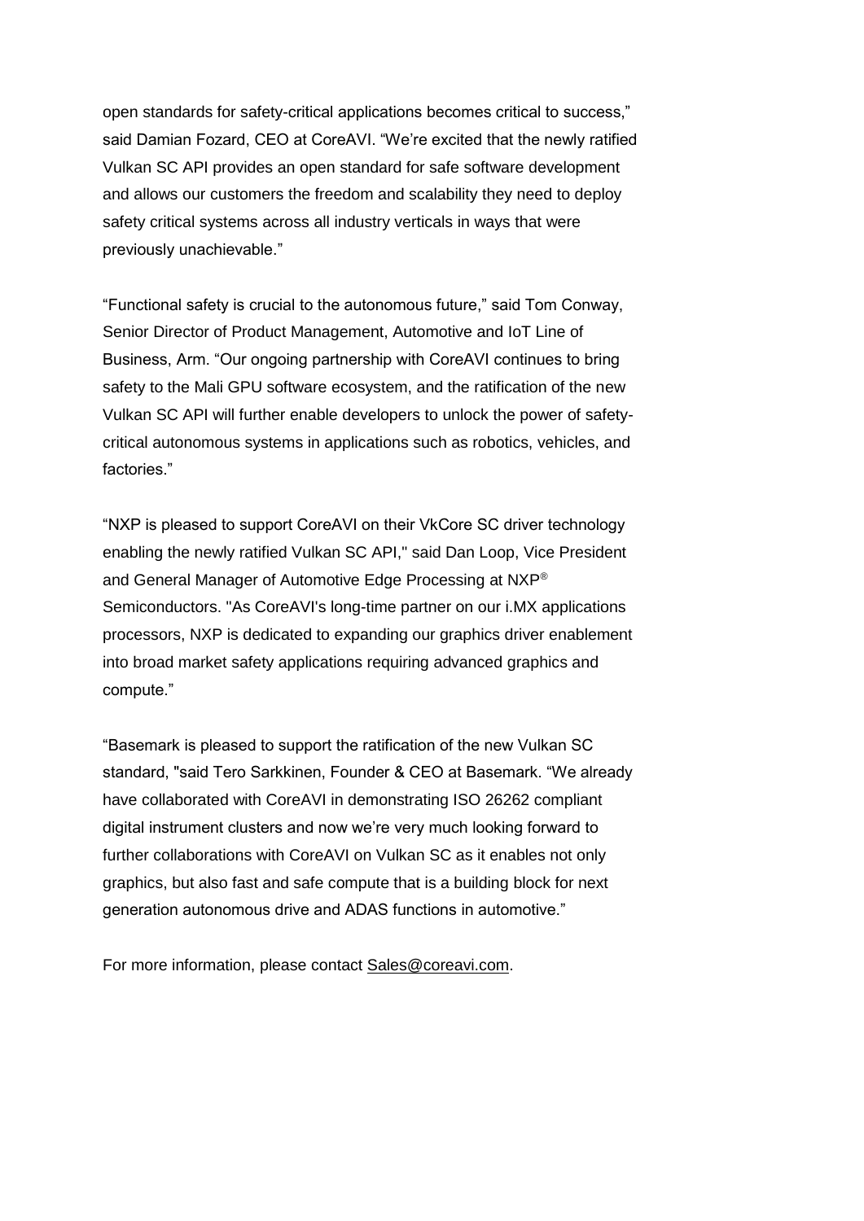open standards for safety-critical applications becomes critical to success," said Damian Fozard, CEO at CoreAVI. "We're excited that the newly ratified Vulkan SC API provides an open standard for safe software development and allows our customers the freedom and scalability they need to deploy safety critical systems across all industry verticals in ways that were previously unachievable."

"Functional safety is crucial to the autonomous future," said Tom Conway, Senior Director of Product Management, Automotive and IoT Line of Business, Arm. "Our ongoing partnership with CoreAVI continues to bring safety to the Mali GPU software ecosystem, and the ratification of the new Vulkan SC API will further enable developers to unlock the power of safety-critical autonomous systems in applications such as robotics, vehicles, and factories."

"NXP is pleased to support CoreAVI on their VkCore SC driver technology enabling the newly ratified Vulkan SC API," said Dan Loop, Vice President and General Manager of Automotive Edge Processing at NXP® Semiconductors. "As CoreAVI's long-time partner on our i.MX applications processors, NXP is dedicated to expanding our graphics driver enablement into broad market safety applications requiring advanced graphics and compute."

"Basemark is pleased to support the ratification of the new Vulkan SC standard, "said Tero Sarkkinen, Founder & CEO at Basemark. "We already have collaborated with CoreAVI in demonstrating ISO 26262 compliant digital instrument clusters and now we're very much looking forward to further collaborations with CoreAVI on Vulkan SC as it enables not only graphics, but also fast and safe compute that is a building block for next generation autonomous drive and ADAS functions in automotive."

For more information, please contact Sales@coreavi.com.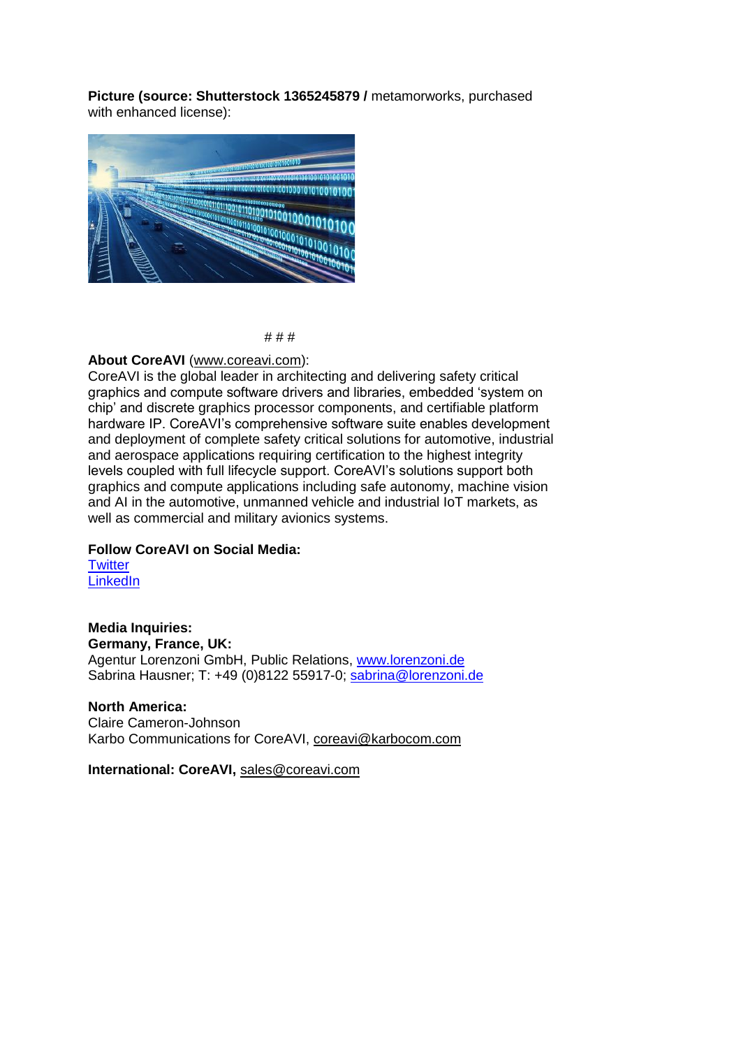**Picture (source: Shutterstock 1365245879 /** metamorworks, purchased with enhanced license):

# # #

**About CoreAVI** (www.coreavi.com):
CoreAVI is the global leader in architecting and delivering safety critical graphics and compute software drivers and libraries, embedded 'system on chip' and discrete graphics processor components, and certifiable platform hardware IP. CoreAVI's comprehensive software suite enables development and deployment of complete safety critical solutions for automotive, industrial and aerospace applications requiring certification to the highest integrity levels coupled with full lifecycle support. CoreAVI's solutions support both graphics and compute applications including safe autonomy, machine vision and AI in the automotive, unmanned vehicle and industrial IoT markets, as well as commercial and military avionics systems.

**Follow CoreAVI on Social Media:**
Twitter
LinkedIn

**Media Inquiries:**
**Germany, France, UK:**
Agentur Lorenzoni GmbH, Public Relations, www.lorenzoni.de
Sabrina Hausner; T: +49 (0)8122 55917-0; sabrina@lorenzoni.de

**North America:**
Claire Cameron-Johnson
Karbo Communications for CoreAVI, coreavi@karbocom.com

**International: CoreAVI,** sales@coreavi.com